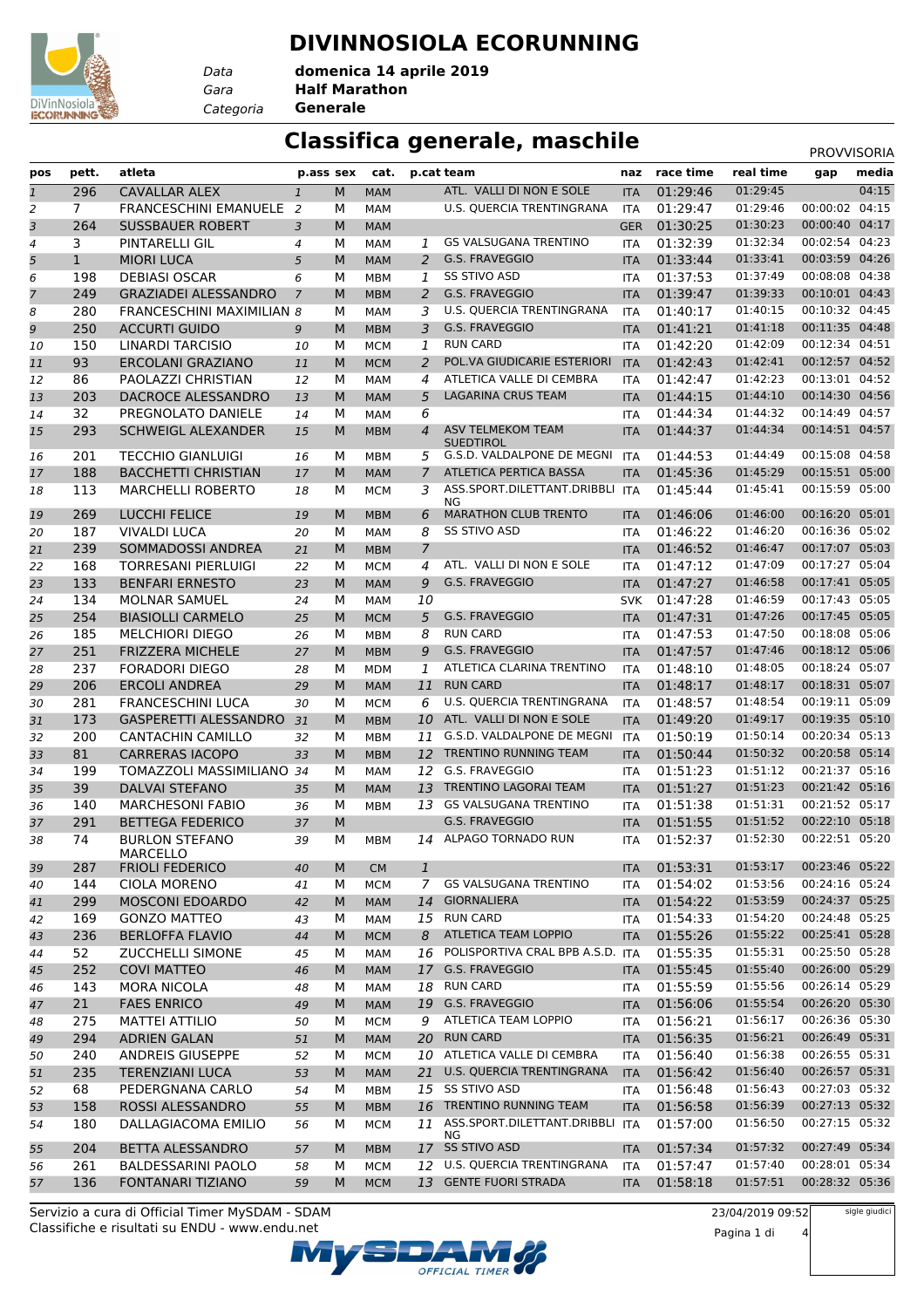# DIVINNOSIOLA ECORUNNING

*Data* **domenica 14 aprile 2019**
*Gara* **Half Marathon**
*Categoria* **Generale**

## Classifica generale, maschile

PROVVISORIA

| pos | pett. | atleta | p.ass | sex | cat. | p.cat | team | naz | race time | real time | gap | media |
|---|---|---|---|---|---|---|---|---|---|---|---|---|
| 1 | 296 | CAVALLAR ALEX | 1 | M | MAM | | ATL. VALLI DI NON E SOLE | ITA | 01:29:46 | 01:29:45 | | 04:15 |
| 2 | 7 | FRANCESCHINI EMANUELE | 2 | M | MAM | | U.S. QUERCIA TRENTINGRANA | ITA | 01:29:47 | 01:29:46 | 00:00:02 | 04:15 |
| 3 | 264 | SUSSBAUER ROBERT | 3 | M | MAM | | | GER | 01:30:25 | 01:30:23 | 00:00:40 | 04:17 |
| 4 | 3 | PINTARELLI GIL | 4 | M | MAM | 1 | GS VALSUGANA TRENTINO | ITA | 01:32:39 | 01:32:34 | 00:02:54 | 04:23 |
| 5 | 1 | MIORI LUCA | 5 | M | MAM | 2 | G.S. FRAVEGGIO | ITA | 01:33:44 | 01:33:41 | 00:03:59 | 04:26 |
| 6 | 198 | DEBIASI OSCAR | 6 | M | MBM | 1 | SS STIVO ASD | ITA | 01:37:53 | 01:37:49 | 00:08:08 | 04:38 |
| 7 | 249 | GRAZIADEI ALESSANDRO | 7 | M | MBM | 2 | G.S. FRAVEGGIO | ITA | 01:39:47 | 01:39:33 | 00:10:01 | 04:43 |
| 8 | 280 | FRANCESCHINI MAXIMILIAN | 8 | M | MAM | 3 | U.S. QUERCIA TRENTINGRANA | ITA | 01:40:17 | 01:40:15 | 00:10:32 | 04:45 |
| 9 | 250 | ACCURTI GUIDO | 9 | M | MBM | 3 | G.S. FRAVEGGIO | ITA | 01:41:21 | 01:41:18 | 00:11:35 | 04:48 |
| 10 | 150 | LINARDI TARCISIO | 10 | M | MCM | 1 | RUN CARD | ITA | 01:42:20 | 01:42:09 | 00:12:34 | 04:51 |
| 11 | 93 | ERCOLANI GRAZIANO | 11 | M | MCM | 2 | POL.VA GIUDICARIE ESTERIORI | ITA | 01:42:43 | 01:42:41 | 00:12:57 | 04:52 |
| 12 | 86 | PAOLAZZI CHRISTIAN | 12 | M | MAM | 4 | ATLETICA VALLE DI CEMBRA | ITA | 01:42:47 | 01:42:23 | 00:13:01 | 04:52 |
| 13 | 203 | DACROCE ALESSANDRO | 13 | M | MAM | 5 | LAGARINA CRUS TEAM | ITA | 01:44:15 | 01:44:10 | 00:14:30 | 04:56 |
| 14 | 32 | PREGNOLATO DANIELE | 14 | M | MAM | 6 | | ITA | 01:44:34 | 01:44:32 | 00:14:49 | 04:57 |
| 15 | 293 | SCHWEIGL ALEXANDER | 15 | M | MBM | 4 | ASV TELMEKOM TEAM SUEDTIROL | ITA | 01:44:37 | 01:44:34 | 00:14:51 | 04:57 |
| 16 | 201 | TECCHIO GIANLUIGI | 16 | M | MBM | 5 | G.S.D. VALDALPONE DE MEGNI | ITA | 01:44:53 | 01:44:49 | 00:15:08 | 04:58 |
| 17 | 188 | BACCHETTI CHRISTIAN | 17 | M | MAM | 7 | ATLETICA PERTICA BASSA | ITA | 01:45:36 | 01:45:29 | 00:15:51 | 05:00 |
| 18 | 113 | MARCHELLI ROBERTO | 18 | M | MCM | 3 | ASS.SPORT.DILETTANT.DRIBBLING | ITA | 01:45:44 | 01:45:41 | 00:15:59 | 05:00 |
| 19 | 269 | LUCCHI FELICE | 19 | M | MBM | 6 | MARATHON CLUB TRENTO | ITA | 01:46:06 | 01:46:00 | 00:16:20 | 05:01 |
| 20 | 187 | VIVALDI LUCA | 20 | M | MAM | 8 | SS STIVO ASD | ITA | 01:46:22 | 01:46:20 | 00:16:36 | 05:02 |
| 21 | 239 | SOMMADOSSI ANDREA | 21 | M | MBM | 7 | | ITA | 01:46:52 | 01:46:47 | 00:17:07 | 05:03 |
| 22 | 168 | TORRESANI PIERLUIGI | 22 | M | MCM | 4 | ATL. VALLI DI NON E SOLE | ITA | 01:47:12 | 01:47:09 | 00:17:27 | 05:04 |
| 23 | 133 | BENFARI ERNESTO | 23 | M | MAM | 9 | G.S. FRAVEGGIO | ITA | 01:47:27 | 01:46:58 | 00:17:41 | 05:05 |
| 24 | 134 | MOLNAR SAMUEL | 24 | M | MAM | 10 | | SVK | 01:47:28 | 01:46:59 | 00:17:43 | 05:05 |
| 25 | 254 | BIASIOLLI CARMELO | 25 | M | MCM | 5 | G.S. FRAVEGGIO | ITA | 01:47:31 | 01:47:26 | 00:17:45 | 05:05 |
| 26 | 185 | MELCHIORI DIEGO | 26 | M | MBM | 8 | RUN CARD | ITA | 01:47:53 | 01:47:50 | 00:18:08 | 05:06 |
| 27 | 251 | FRIZZERA MICHELE | 27 | M | MBM | 9 | G.S. FRAVEGGIO | ITA | 01:47:57 | 01:47:46 | 00:18:12 | 05:06 |
| 28 | 237 | FORADORI DIEGO | 28 | M | MDM | 1 | ATLETICA CLARINA TRENTINO | ITA | 01:48:10 | 01:48:05 | 00:18:24 | 05:07 |
| 29 | 206 | ERCOLI ANDREA | 29 | M | MAM | 11 | RUN CARD | ITA | 01:48:17 | 01:48:17 | 00:18:31 | 05:07 |
| 30 | 281 | FRANCESCHINI LUCA | 30 | M | MCM | 6 | U.S. QUERCIA TRENTINGRANA | ITA | 01:48:57 | 01:48:54 | 00:19:11 | 05:09 |
| 31 | 173 | GASPERETTI ALESSANDRO | 31 | M | MBM | 10 | ATL. VALLI DI NON E SOLE | ITA | 01:49:20 | 01:49:17 | 00:19:35 | 05:10 |
| 32 | 200 | CANTACHIN CAMILLO | 32 | M | MBM | 11 | G.S.D. VALDALPONE DE MEGNI | ITA | 01:50:19 | 01:50:14 | 00:20:34 | 05:13 |
| 33 | 81 | CARRERAS IACOPO | 33 | M | MBM | 12 | TRENTINO RUNNING TEAM | ITA | 01:50:44 | 01:50:32 | 00:20:58 | 05:14 |
| 34 | 199 | TOMAZZOLI MASSIMILIANO | 34 | M | MAM | 12 | G.S. FRAVEGGIO | ITA | 01:51:23 | 01:51:12 | 00:21:37 | 05:16 |
| 35 | 39 | DALVAI STEFANO | 35 | M | MAM | 13 | TRENTINO LAGORAI TEAM | ITA | 01:51:27 | 01:51:23 | 00:21:42 | 05:16 |
| 36 | 140 | MARCHESONI FABIO | 36 | M | MBM | 13 | GS VALSUGANA TRENTINO | ITA | 01:51:38 | 01:51:31 | 00:21:52 | 05:17 |
| 37 | 291 | BETTEGA FEDERICO | 37 | M | | | G.S. FRAVEGGIO | ITA | 01:51:55 | 01:51:52 | 00:22:10 | 05:18 |
| 38 | 74 | BURLON STEFANO MARCELLO | 39 | M | MBM | 14 | ALPAGO TORNADO RUN | ITA | 01:52:37 | 01:52:30 | 00:22:51 | 05:20 |
| 39 | 287 | FRIOLI FEDERICO | 40 | M | CM | 1 | | ITA | 01:53:31 | 01:53:17 | 00:23:46 | 05:22 |
| 40 | 144 | CIOLA MORENO | 41 | M | MCM | 7 | GS VALSUGANA TRENTINO | ITA | 01:54:02 | 01:53:56 | 00:24:16 | 05:24 |
| 41 | 299 | MOSCONI EDOARDO | 42 | M | MAM | 14 | GIORNALIERA | ITA | 01:54:22 | 01:53:59 | 00:24:37 | 05:25 |
| 42 | 169 | GONZO MATTEO | 43 | M | MAM | 15 | RUN CARD | ITA | 01:54:33 | 01:54:20 | 00:24:48 | 05:25 |
| 43 | 236 | BERLOFFA FLAVIO | 44 | M | MCM | 8 | ATLETICA TEAM LOPPIO | ITA | 01:55:26 | 01:55:22 | 00:25:41 | 05:28 |
| 44 | 52 | ZUCCHELLI SIMONE | 45 | M | MAM | 16 | POLISPORTIVA CRAL BPB A.S.D. | ITA | 01:55:35 | 01:55:31 | 00:25:50 | 05:28 |
| 45 | 252 | COVI MATTEO | 46 | M | MAM | 17 | G.S. FRAVEGGIO | ITA | 01:55:45 | 01:55:40 | 00:26:00 | 05:29 |
| 46 | 143 | MORA NICOLA | 48 | M | MAM | 18 | RUN CARD | ITA | 01:55:59 | 01:55:56 | 00:26:14 | 05:29 |
| 47 | 21 | FAES ENRICO | 49 | M | MAM | 19 | G.S. FRAVEGGIO | ITA | 01:56:06 | 01:55:54 | 00:26:20 | 05:30 |
| 48 | 275 | MATTEI ATTILIO | 50 | M | MCM | 9 | ATLETICA TEAM LOPPIO | ITA | 01:56:21 | 01:56:17 | 00:26:36 | 05:30 |
| 49 | 294 | ADRIEN GALAN | 51 | M | MAM | 20 | RUN CARD | ITA | 01:56:35 | 01:56:21 | 00:26:49 | 05:31 |
| 50 | 240 | ANDREIS GIUSEPPE | 52 | M | MCM | 10 | ATLETICA VALLE DI CEMBRA | ITA | 01:56:40 | 01:56:38 | 00:26:55 | 05:31 |
| 51 | 235 | TERENZIANI LUCA | 53 | M | MAM | 21 | U.S. QUERCIA TRENTINGRANA | ITA | 01:56:42 | 01:56:40 | 00:26:57 | 05:31 |
| 52 | 68 | PEDERGNANA CARLO | 54 | M | MBM | 15 | SS STIVO ASD | ITA | 01:56:48 | 01:56:43 | 00:27:03 | 05:32 |
| 53 | 158 | ROSSI ALESSANDRO | 55 | M | MBM | 16 | TRENTINO RUNNING TEAM | ITA | 01:56:58 | 01:56:39 | 00:27:13 | 05:32 |
| 54 | 180 | DALLAGIACOMA EMILIO | 56 | M | MCM | 11 | ASS.SPORT.DILETTANT.DRIBBLING | ITA | 01:57:00 | 01:56:50 | 00:27:15 | 05:32 |
| 55 | 204 | BETTA ALESSANDRO | 57 | M | MBM | 17 | SS STIVO ASD | ITA | 01:57:34 | 01:57:32 | 00:27:49 | 05:34 |
| 56 | 261 | BALDESSARINI PAOLO | 58 | M | MCM | 12 | U.S. QUERCIA TRENTINGRANA | ITA | 01:57:47 | 01:57:40 | 00:28:01 | 05:34 |
| 57 | 136 | FONTANARI TIZIANO | 59 | M | MCM | 13 | GENTE FUORI STRADA | ITA | 01:58:18 | 01:57:51 | 00:28:32 | 05:36 |

Servizio a cura di Official Timer MySDAM - SDAM
Classifiche e risultati su ENDU - www.endu.net

23/04/2019 09:52

sigle giudici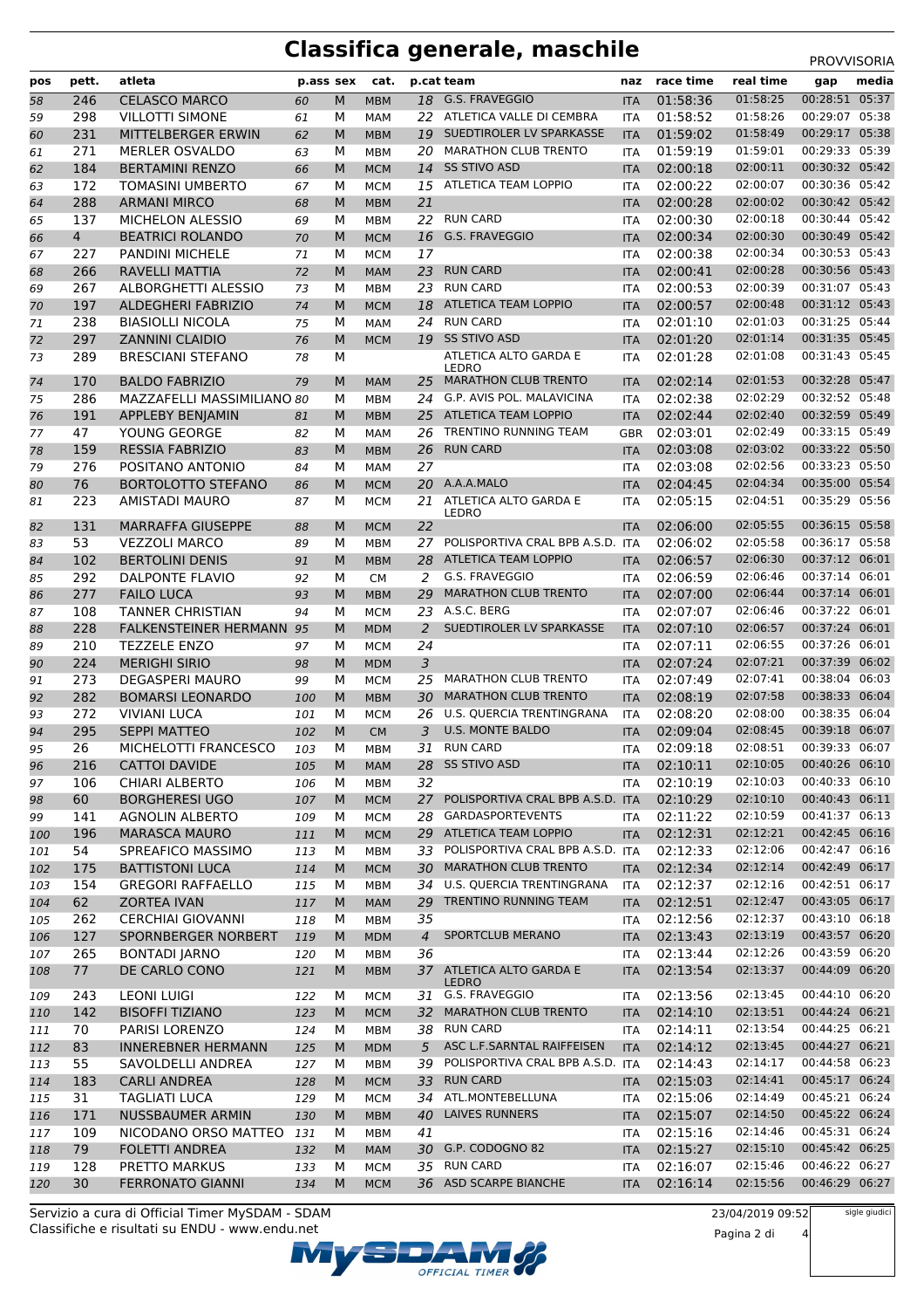# Classifica generale, maschile

PROVVISORIA

| pos | pett. | atleta | p.ass | sex | cat. | p.cat | team | naz | race time | real time | gap | media |
|---|---|---|---|---|---|---|---|---|---|---|---|---|
| 58 | 246 | CELASCO MARCO | 60 | M | MBM | 18 | G.S. FRAVEGGIO | ITA | 01:58:36 | 01:58:25 | 00:28:51 | 05:37 |
| 59 | 298 | VILLOTTI SIMONE | 61 | M | MAM | 22 | ATLETICA VALLE DI CEMBRA | ITA | 01:58:52 | 01:58:26 | 00:29:07 | 05:38 |
| 60 | 231 | MITTELBERGER ERWIN | 62 | M | MBM | 19 | SUEDTIROLER LV SPARKASSE | ITA | 01:59:02 | 01:58:49 | 00:29:17 | 05:38 |
| 61 | 271 | MERLER OSVALDO | 63 | M | MBM | 20 | MARATHON CLUB TRENTO | ITA | 01:59:19 | 01:59:01 | 00:29:33 | 05:39 |
| 62 | 184 | BERTAMINI RENZO | 66 | M | MCM | 14 | SS STIVO ASD | ITA | 02:00:18 | 02:00:11 | 00:30:32 | 05:42 |
| 63 | 172 | TOMASINI UMBERTO | 67 | M | MCM | 15 | ATLETICA TEAM LOPPIO | ITA | 02:00:22 | 02:00:07 | 00:30:36 | 05:42 |
| 64 | 288 | ARMANI MIRCO | 68 | M | MBM | 21 | | ITA | 02:00:28 | 02:00:02 | 00:30:42 | 05:42 |
| 65 | 137 | MICHELON ALESSIO | 69 | M | MBM | 22 | RUN CARD | ITA | 02:00:30 | 02:00:18 | 00:30:44 | 05:42 |
| 66 | 4 | BEATRICI ROLANDO | 70 | M | MCM | 16 | G.S. FRAVEGGIO | ITA | 02:00:34 | 02:00:30 | 00:30:49 | 05:42 |
| 67 | 227 | PANDINI MICHELE | 71 | M | MCM | 17 | | ITA | 02:00:38 | 02:00:34 | 00:30:53 | 05:43 |
| 68 | 266 | RAVELLI MATTIA | 72 | M | MAM | 23 | RUN CARD | ITA | 02:00:41 | 02:00:28 | 00:30:56 | 05:43 |
| 69 | 267 | ALBORGHETTI ALESSIO | 73 | M | MBM | 23 | RUN CARD | ITA | 02:00:53 | 02:00:39 | 00:31:07 | 05:43 |
| 70 | 197 | ALDEGHERI FABRIZIO | 74 | M | MCM | 18 | ATLETICA TEAM LOPPIO | ITA | 02:00:57 | 02:00:48 | 00:31:12 | 05:43 |
| 71 | 238 | BIASIOLLI NICOLA | 75 | M | MAM | 24 | RUN CARD | ITA | 02:01:10 | 02:01:03 | 00:31:25 | 05:44 |
| 72 | 297 | ZANNINI CLAIDIO | 76 | M | MCM | 19 | SS STIVO ASD | ITA | 02:01:20 | 02:01:14 | 00:31:35 | 05:45 |
| 73 | 289 | BRESCIANI STEFANO | 78 | M | | | ATLETICA ALTO GARDA E LEDRO | ITA | 02:01:28 | 02:01:08 | 00:31:43 | 05:45 |
| 74 | 170 | BALDO FABRIZIO | 79 | M | MAM | 25 | MARATHON CLUB TRENTO | ITA | 02:02:14 | 02:01:53 | 00:32:28 | 05:47 |
| 75 | 286 | MAZZAFELLI MASSIMILIANO | 80 | M | MBM | 24 | G.P. AVIS POL. MALAVICINA | ITA | 02:02:38 | 02:02:29 | 00:32:52 | 05:48 |
| 76 | 191 | APPLEBY BENJAMIN | 81 | M | MBM | 25 | ATLETICA TEAM LOPPIO | ITA | 02:02:44 | 02:02:40 | 00:32:59 | 05:49 |
| 77 | 47 | YOUNG GEORGE | 82 | M | MAM | 26 | TRENTINO RUNNING TEAM | GBR | 02:03:01 | 02:02:49 | 00:33:15 | 05:49 |
| 78 | 159 | RESSIA FABRIZIO | 83 | M | MBM | 26 | RUN CARD | ITA | 02:03:08 | 02:03:02 | 00:33:22 | 05:50 |
| 79 | 276 | POSITANO ANTONIO | 84 | M | MAM | 27 | | ITA | 02:03:08 | 02:02:56 | 00:33:23 | 05:50 |
| 80 | 76 | BORTOLOTTO STEFANO | 86 | M | MCM | 20 | A.A.A.MALO | ITA | 02:04:45 | 02:04:34 | 00:35:00 | 05:54 |
| 81 | 223 | AMISTADI MAURO | 87 | M | MCM | 21 | ATLETICA ALTO GARDA E LEDRO | ITA | 02:05:15 | 02:04:51 | 00:35:29 | 05:56 |
| 82 | 131 | MARRAFFA GIUSEPPE | 88 | M | MCM | 22 | | ITA | 02:06:00 | 02:05:55 | 00:36:15 | 05:58 |
| 83 | 53 | VEZZOLI MARCO | 89 | M | MBM | 27 | POLISPORTIVA CRAL BPB A.S.D. | ITA | 02:06:02 | 02:05:58 | 00:36:17 | 05:58 |
| 84 | 102 | BERTOLINI DENIS | 91 | M | MBM | 28 | ATLETICA TEAM LOPPIO | ITA | 02:06:57 | 02:06:30 | 00:37:12 | 06:01 |
| 85 | 292 | DALPONTE FLAVIO | 92 | M | CM | 2 | G.S. FRAVEGGIO | ITA | 02:06:59 | 02:06:46 | 00:37:14 | 06:01 |
| 86 | 277 | FAILO LUCA | 93 | M | MBM | 29 | MARATHON CLUB TRENTO | ITA | 02:07:00 | 02:06:44 | 00:37:14 | 06:01 |
| 87 | 108 | TANNER CHRISTIAN | 94 | M | MCM | 23 | A.S.C. BERG | ITA | 02:07:07 | 02:06:46 | 00:37:22 | 06:01 |
| 88 | 228 | FALKENSTEINER HERMANN | 95 | M | MDM | 2 | SUEDTIROLER LV SPARKASSE | ITA | 02:07:10 | 02:06:57 | 00:37:24 | 06:01 |
| 89 | 210 | TEZZELE ENZO | 97 | M | MCM | 24 | | ITA | 02:07:11 | 02:06:55 | 00:37:26 | 06:01 |
| 90 | 224 | MERIGHI SIRIO | 98 | M | MDM | 3 | | ITA | 02:07:24 | 02:07:21 | 00:37:39 | 06:02 |
| 91 | 273 | DEGASPERI MAURO | 99 | M | MCM | 25 | MARATHON CLUB TRENTO | ITA | 02:07:49 | 02:07:41 | 00:38:04 | 06:03 |
| 92 | 282 | BOMARSI LEONARDO | 100 | M | MBM | 30 | MARATHON CLUB TRENTO | ITA | 02:08:19 | 02:07:58 | 00:38:33 | 06:04 |
| 93 | 272 | VIVIANI LUCA | 101 | M | MCM | 26 | U.S. QUERCIA TRENTINGRANA | ITA | 02:08:20 | 02:08:00 | 00:38:35 | 06:04 |
| 94 | 295 | SEPPI MATTEO | 102 | M | CM | 3 | U.S. MONTE BALDO | ITA | 02:09:04 | 02:08:45 | 00:39:18 | 06:07 |
| 95 | 26 | MICHELOTTI FRANCESCO | 103 | M | MBM | 31 | RUN CARD | ITA | 02:09:18 | 02:08:51 | 00:39:33 | 06:07 |
| 96 | 216 | CATTOI DAVIDE | 105 | M | MAM | 28 | SS STIVO ASD | ITA | 02:10:11 | 02:10:05 | 00:40:26 | 06:10 |
| 97 | 106 | CHIARI ALBERTO | 106 | M | MBM | 32 | | ITA | 02:10:19 | 02:10:03 | 00:40:33 | 06:10 |
| 98 | 60 | BORGHERESI UGO | 107 | M | MCM | 27 | POLISPORTIVA CRAL BPB A.S.D. | ITA | 02:10:29 | 02:10:10 | 00:40:43 | 06:11 |
| 99 | 141 | AGNOLIN ALBERTO | 109 | M | MCM | 28 | GARDASPORTEVENTS | ITA | 02:11:22 | 02:10:59 | 00:41:37 | 06:13 |
| 100 | 196 | MARASCA MAURO | 111 | M | MCM | 29 | ATLETICA TEAM LOPPIO | ITA | 02:12:31 | 02:12:21 | 00:42:45 | 06:16 |
| 101 | 54 | SPREAFICO MASSIMO | 113 | M | MBM | 33 | POLISPORTIVA CRAL BPB A.S.D. | ITA | 02:12:33 | 02:12:06 | 00:42:47 | 06:16 |
| 102 | 175 | BATTISTONI LUCA | 114 | M | MCM | 30 | MARATHON CLUB TRENTO | ITA | 02:12:34 | 02:12:14 | 00:42:49 | 06:17 |
| 103 | 154 | GREGORI RAFFAELLO | 115 | M | MBM | 34 | U.S. QUERCIA TRENTINGRANA | ITA | 02:12:37 | 02:12:16 | 00:42:51 | 06:17 |
| 104 | 62 | ZORTEA IVAN | 117 | M | MAM | 29 | TRENTINO RUNNING TEAM | ITA | 02:12:51 | 02:12:47 | 00:43:05 | 06:17 |
| 105 | 262 | CERCHIAI GIOVANNI | 118 | M | MBM | 35 | | ITA | 02:12:56 | 02:12:37 | 00:43:10 | 06:18 |
| 106 | 127 | SPORNBERGER NORBERT | 119 | M | MDM | 4 | SPORTCLUB MERANO | ITA | 02:13:43 | 02:13:19 | 00:43:57 | 06:20 |
| 107 | 265 | BONTADI JARNO | 120 | M | MBM | 36 | | ITA | 02:13:44 | 02:12:26 | 00:43:59 | 06:20 |
| 108 | 77 | DE CARLO CONO | 121 | M | MBM | 37 | ATLETICA ALTO GARDA E LEDRO | ITA | 02:13:54 | 02:13:37 | 00:44:09 | 06:20 |
| 109 | 243 | LEONI LUIGI | 122 | M | MCM | 31 | G.S. FRAVEGGIO | ITA | 02:13:56 | 02:13:45 | 00:44:10 | 06:20 |
| 110 | 142 | BISOFFI TIZIANO | 123 | M | MCM | 32 | MARATHON CLUB TRENTO | ITA | 02:14:10 | 02:13:51 | 00:44:24 | 06:21 |
| 111 | 70 | PARISI LORENZO | 124 | M | MBM | 38 | RUN CARD | ITA | 02:14:11 | 02:13:54 | 00:44:25 | 06:21 |
| 112 | 83 | INNEREBNER HERMANN | 125 | M | MDM | 5 | ASC L.F.SARNTAL RAIFFEISEN | ITA | 02:14:12 | 02:13:45 | 00:44:27 | 06:21 |
| 113 | 55 | SAVOLDELLI ANDREA | 127 | M | MBM | 39 | POLISPORTIVA CRAL BPB A.S.D. | ITA | 02:14:43 | 02:14:17 | 00:44:58 | 06:23 |
| 114 | 183 | CARLI ANDREA | 128 | M | MCM | 33 | RUN CARD | ITA | 02:15:03 | 02:14:41 | 00:45:17 | 06:24 |
| 115 | 31 | TAGLIATI LUCA | 129 | M | MCM | 34 | ATL.MONTEBELLUNA | ITA | 02:15:06 | 02:14:49 | 00:45:21 | 06:24 |
| 116 | 171 | NUSSBAUMER ARMIN | 130 | M | MBM | 40 | LAIVES RUNNERS | ITA | 02:15:07 | 02:14:50 | 00:45:22 | 06:24 |
| 117 | 109 | NICODANO ORSO MATTEO | 131 | M | MBM | 41 | | ITA | 02:15:16 | 02:14:46 | 00:45:31 | 06:24 |
| 118 | 79 | FOLETTI ANDREA | 132 | M | MAM | 30 | G.P. CODOGNO 82 | ITA | 02:15:27 | 02:15:10 | 00:45:42 | 06:25 |
| 119 | 128 | PRETTO MARKUS | 133 | M | MCM | 35 | RUN CARD | ITA | 02:16:07 | 02:15:46 | 00:46:22 | 06:27 |
| 120 | 30 | FERRONATO GIANNI | 134 | M | MCM | 36 | ASD SCARPE BIANCHE | ITA | 02:16:14 | 02:15:56 | 00:46:29 | 06:27 |

Servizio a cura di Official Timer MySDAM - SDAM
Classifiche e risultati su ENDU - www.endu.net

23/04/2019 09:52

sigle giudici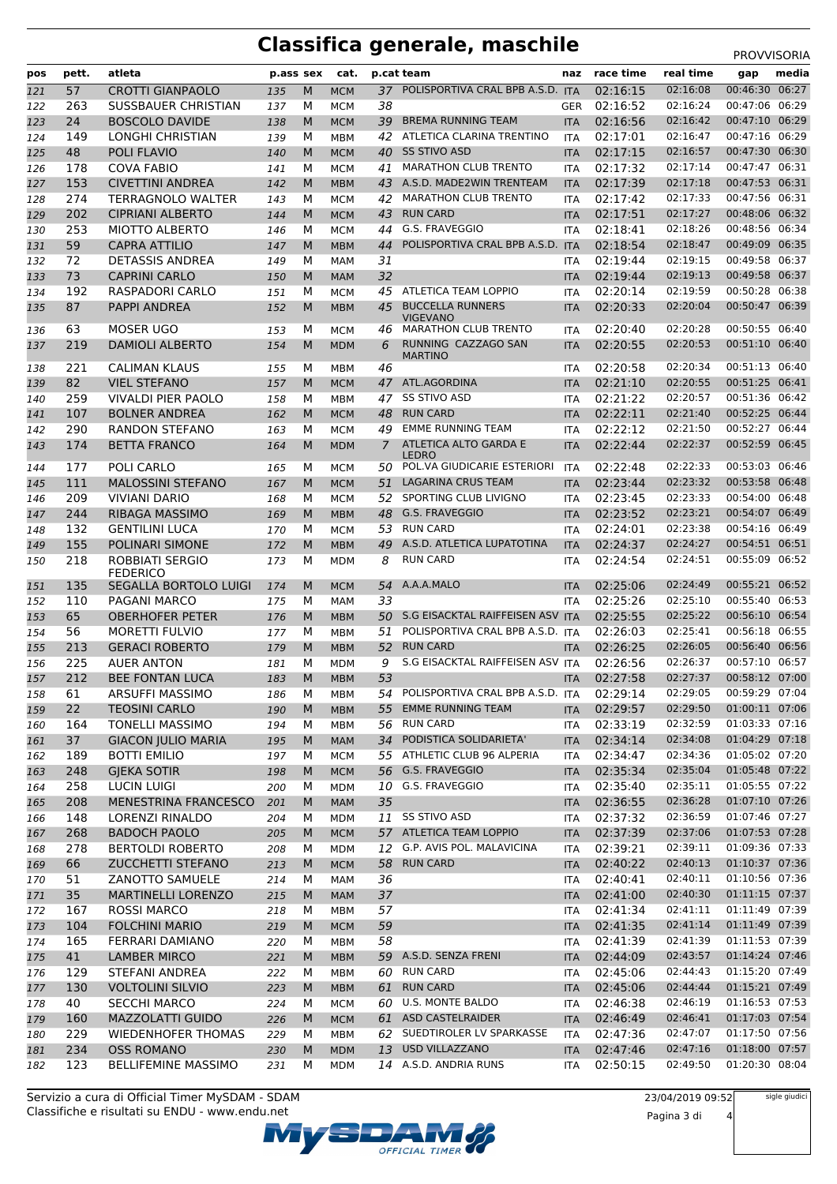# Classifica generale, maschile

PROVVISORIA

| pos | pett. | atleta | p.ass | sex | cat. | p.cat | team | naz | race time | real time | gap | media |
|---|---|---|---|---|---|---|---|---|---|---|---|---|
| 121 | 57 | CROTTI GIANPAOLO | 135 | M | MCM | 37 | POLISPORTIVA CRAL BPB A.S.D. | ITA | 02:16:15 | 02:16:08 | 00:46:30 | 06:27 |
| 122 | 263 | SUSSBAUER CHRISTIAN | 137 | M | MCM | 38 | | GER | 02:16:52 | 02:16:24 | 00:47:06 | 06:29 |
| 123 | 24 | BOSCOLO DAVIDE | 138 | M | MCM | 39 | BREMA RUNNING TEAM | ITA | 02:16:56 | 02:16:42 | 00:47:10 | 06:29 |
| 124 | 149 | LONGHI CHRISTIAN | 139 | M | MBM | 42 | ATLETICA CLARINA TRENTINO | ITA | 02:17:01 | 02:16:47 | 00:47:16 | 06:29 |
| 125 | 48 | POLI FLAVIO | 140 | M | MCM | 40 | SS STIVO ASD | ITA | 02:17:15 | 02:16:57 | 00:47:30 | 06:30 |
| 126 | 178 | COVA FABIO | 141 | M | MCM | 41 | MARATHON CLUB TRENTO | ITA | 02:17:32 | 02:17:14 | 00:47:47 | 06:31 |
| 127 | 153 | CIVETTINI ANDREA | 142 | M | MBM | 43 | A.S.D. MADE2WIN TRENTEAM | ITA | 02:17:39 | 02:17:18 | 00:47:53 | 06:31 |
| 128 | 274 | TERRAGNOLO WALTER | 143 | M | MCM | 42 | MARATHON CLUB TRENTO | ITA | 02:17:42 | 02:17:33 | 00:47:56 | 06:31 |
| 129 | 202 | CIPRIANI ALBERTO | 144 | M | MCM | 43 | RUN CARD | ITA | 02:17:51 | 02:17:27 | 00:48:06 | 06:32 |
| 130 | 253 | MIOTTO ALBERTO | 146 | M | MCM | 44 | G.S. FRAVEGGIO | ITA | 02:18:41 | 02:18:26 | 00:48:56 | 06:34 |
| 131 | 59 | CAPRA ATTILIO | 147 | M | MBM | 44 | POLISPORTIVA CRAL BPB A.S.D. | ITA | 02:18:54 | 02:18:47 | 00:49:09 | 06:35 |
| 132 | 72 | DETASSIS ANDREA | 149 | M | MAM | 31 | | ITA | 02:19:44 | 02:19:15 | 00:49:58 | 06:37 |
| 133 | 73 | CAPRINI CARLO | 150 | M | MAM | 32 | | ITA | 02:19:44 | 02:19:13 | 00:49:58 | 06:37 |
| 134 | 192 | RASPADORI CARLO | 151 | M | MCM | 45 | ATLETICA TEAM LOPPIO | ITA | 02:20:14 | 02:19:59 | 00:50:28 | 06:38 |
| 135 | 87 | PAPPI ANDREA | 152 | M | MBM | 45 | BUCCELLA RUNNERS VIGEVANO | ITA | 02:20:33 | 02:20:04 | 00:50:47 | 06:39 |
| 136 | 63 | MOSER UGO | 153 | M | MCM | 46 | MARATHON CLUB TRENTO | ITA | 02:20:40 | 02:20:28 | 00:50:55 | 06:40 |
| 137 | 219 | DAMIOLI ALBERTO | 154 | M | MDM | 6 | RUNNING CAZZAGO SAN MARTINO | ITA | 02:20:55 | 02:20:53 | 00:51:10 | 06:40 |
| 138 | 221 | CALIMAN KLAUS | 155 | M | MBM | 46 | | ITA | 02:20:58 | 02:20:34 | 00:51:13 | 06:40 |
| 139 | 82 | VIEL STEFANO | 157 | M | MCM | 47 | ATL.AGORDINA | ITA | 02:21:10 | 02:20:55 | 00:51:25 | 06:41 |
| 140 | 259 | VIVALDI PIER PAOLO | 158 | M | MBM | 47 | SS STIVO ASD | ITA | 02:21:22 | 02:20:57 | 00:51:36 | 06:42 |
| 141 | 107 | BOLNER ANDREA | 162 | M | MCM | 48 | RUN CARD | ITA | 02:22:11 | 02:21:40 | 00:52:25 | 06:44 |
| 142 | 290 | RANDON STEFANO | 163 | M | MCM | 49 | EMME RUNNING TEAM | ITA | 02:22:12 | 02:21:50 | 00:52:27 | 06:44 |
| 143 | 174 | BETTA FRANCO | 164 | M | MDM | 7 | ATLETICA ALTO GARDA E LEDRO | ITA | 02:22:44 | 02:22:37 | 00:52:59 | 06:45 |
| 144 | 177 | POLI CARLO | 165 | M | MCM | 50 | POL.VA GIUDICARIE ESTERIORI | ITA | 02:22:48 | 02:22:33 | 00:53:03 | 06:46 |
| 145 | 111 | MALOSSINI STEFANO | 167 | M | MCM | 51 | LAGARINA CRUS TEAM | ITA | 02:23:44 | 02:23:32 | 00:53:58 | 06:48 |
| 146 | 209 | VIVIANI DARIO | 168 | M | MCM | 52 | SPORTING CLUB LIVIGNO | ITA | 02:23:45 | 02:23:33 | 00:54:00 | 06:48 |
| 147 | 244 | RIBAGA MASSIMO | 169 | M | MBM | 48 | G.S. FRAVEGGIO | ITA | 02:23:52 | 02:23:21 | 00:54:07 | 06:49 |
| 148 | 132 | GENTILINI LUCA | 170 | M | MCM | 53 | RUN CARD | ITA | 02:24:01 | 02:23:38 | 00:54:16 | 06:49 |
| 149 | 155 | POLINARI SIMONE | 172 | M | MBM | 49 | A.S.D. ATLETICA LUPATOTINA | ITA | 02:24:37 | 02:24:27 | 00:54:51 | 06:51 |
| 150 | 218 | ROBBIATI SERGIO FEDERICO | 173 | M | MDM | 8 | RUN CARD | ITA | 02:24:54 | 02:24:51 | 00:55:09 | 06:52 |
| 151 | 135 | SEGALLA BORTOLO LUIGI | 174 | M | MCM | 54 | A.A.A.MALO | ITA | 02:25:06 | 02:24:49 | 00:55:21 | 06:52 |
| 152 | 110 | PAGANI MARCO | 175 | M | MAM | 33 | | ITA | 02:25:26 | 02:25:10 | 00:55:40 | 06:53 |
| 153 | 65 | OBERHOFER PETER | 176 | M | MBM | 50 | S.G EISACKTAL RAIFFEISEN ASV | ITA | 02:25:55 | 02:25:22 | 00:56:10 | 06:54 |
| 154 | 56 | MORETTI FULVIO | 177 | M | MBM | 51 | POLISPORTIVA CRAL BPB A.S.D. | ITA | 02:26:03 | 02:25:41 | 00:56:18 | 06:55 |
| 155 | 213 | GERACI ROBERTO | 179 | M | MBM | 52 | RUN CARD | ITA | 02:26:25 | 02:26:05 | 00:56:40 | 06:56 |
| 156 | 225 | AUER ANTON | 181 | M | MDM | 9 | S.G EISACKTAL RAIFFEISEN ASV | ITA | 02:26:56 | 02:26:37 | 00:57:10 | 06:57 |
| 157 | 212 | BEE FONTAN LUCA | 183 | M | MBM | 53 | | ITA | 02:27:58 | 02:27:37 | 00:58:12 | 07:00 |
| 158 | 61 | ARSUFFI MASSIMO | 186 | M | MBM | 54 | POLISPORTIVA CRAL BPB A.S.D. | ITA | 02:29:14 | 02:29:05 | 00:59:29 | 07:04 |
| 159 | 22 | TEOSINI CARLO | 190 | M | MBM | 55 | EMME RUNNING TEAM | ITA | 02:29:57 | 02:29:50 | 01:00:11 | 07:06 |
| 160 | 164 | TONELLI MASSIMO | 194 | M | MBM | 56 | RUN CARD | ITA | 02:33:19 | 02:32:59 | 01:03:33 | 07:16 |
| 161 | 37 | GIACON JULIO MARIA | 195 | M | MAM | 34 | PODISTICA SOLIDARIETA' | ITA | 02:34:14 | 02:34:08 | 01:04:29 | 07:18 |
| 162 | 189 | BOTTI EMILIO | 197 | M | MCM | 55 | ATHLETIC CLUB 96 ALPERIA | ITA | 02:34:47 | 02:34:36 | 01:05:02 | 07:20 |
| 163 | 248 | GJEKA SOTIR | 198 | M | MCM | 56 | G.S. FRAVEGGIO | ITA | 02:35:34 | 02:35:04 | 01:05:48 | 07:22 |
| 164 | 258 | LUCIN LUIGI | 200 | M | MDM | 10 | G.S. FRAVEGGIO | ITA | 02:35:40 | 02:35:11 | 01:05:55 | 07:22 |
| 165 | 208 | MENESTRINA FRANCESCO | 201 | M | MAM | 35 | | ITA | 02:36:55 | 02:36:28 | 01:07:10 | 07:26 |
| 166 | 148 | LORENZI RINALDO | 204 | M | MDM | 11 | SS STIVO ASD | ITA | 02:37:32 | 02:36:59 | 01:07:46 | 07:27 |
| 167 | 268 | BADOCH PAOLO | 205 | M | MCM | 57 | ATLETICA TEAM LOPPIO | ITA | 02:37:39 | 02:37:06 | 01:07:53 | 07:28 |
| 168 | 278 | BERTOLDI ROBERTO | 208 | M | MDM | 12 | G.P. AVIS POL. MALAVICINA | ITA | 02:39:21 | 02:39:11 | 01:09:36 | 07:33 |
| 169 | 66 | ZUCCHETTI STEFANO | 213 | M | MCM | 58 | RUN CARD | ITA | 02:40:22 | 02:40:13 | 01:10:37 | 07:36 |
| 170 | 51 | ZANOTTO SAMUELE | 214 | M | MAM | 36 | | ITA | 02:40:41 | 02:40:11 | 01:10:56 | 07:36 |
| 171 | 35 | MARTINELLI LORENZO | 215 | M | MAM | 37 | | ITA | 02:41:00 | 02:40:30 | 01:11:15 | 07:37 |
| 172 | 167 | ROSSI MARCO | 218 | M | MBM | 57 | | ITA | 02:41:34 | 02:41:11 | 01:11:49 | 07:39 |
| 173 | 104 | FOLCHINI MARIO | 219 | M | MCM | 59 | | ITA | 02:41:35 | 02:41:14 | 01:11:49 | 07:39 |
| 174 | 165 | FERRARI DAMIANO | 220 | M | MBM | 58 | | ITA | 02:41:39 | 02:41:39 | 01:11:53 | 07:39 |
| 175 | 41 | LAMBER MIRCO | 221 | M | MBM | 59 | A.S.D. SENZA FRENI | ITA | 02:44:09 | 02:43:57 | 01:14:24 | 07:46 |
| 176 | 129 | STEFANI ANDREA | 222 | M | MBM | 60 | RUN CARD | ITA | 02:45:06 | 02:44:43 | 01:15:20 | 07:49 |
| 177 | 130 | VOLTOLINI SILVIO | 223 | M | MBM | 61 | RUN CARD | ITA | 02:45:06 | 02:44:44 | 01:15:21 | 07:49 |
| 178 | 40 | SECCHI MARCO | 224 | M | MCM | 60 | U.S. MONTE BALDO | ITA | 02:46:38 | 02:46:19 | 01:16:53 | 07:53 |
| 179 | 160 | MAZZOLATTI GUIDO | 226 | M | MCM | 61 | ASD CASTELRAIDER | ITA | 02:46:49 | 02:46:41 | 01:17:03 | 07:54 |
| 180 | 229 | WIEDENHOFER THOMAS | 229 | M | MBM | 62 | SUEDTIROLER LV SPARKASSE | ITA | 02:47:36 | 02:47:07 | 01:17:50 | 07:56 |
| 181 | 234 | OSS ROMANO | 230 | M | MDM | 13 | USD VILLAZZANO | ITA | 02:47:46 | 02:47:16 | 01:18:00 | 07:57 |
| 182 | 123 | BELLIFEMINE MASSIMO | 231 | M | MDM | 14 | A.S.D. ANDRIA RUNS | ITA | 02:50:15 | 02:49:50 | 01:20:30 | 08:04 |

Servizio a cura di Official Timer MySDAM - SDAM
Classifiche e risultati su ENDU - www.endu.net

23/04/2019 09:52

sigle giudici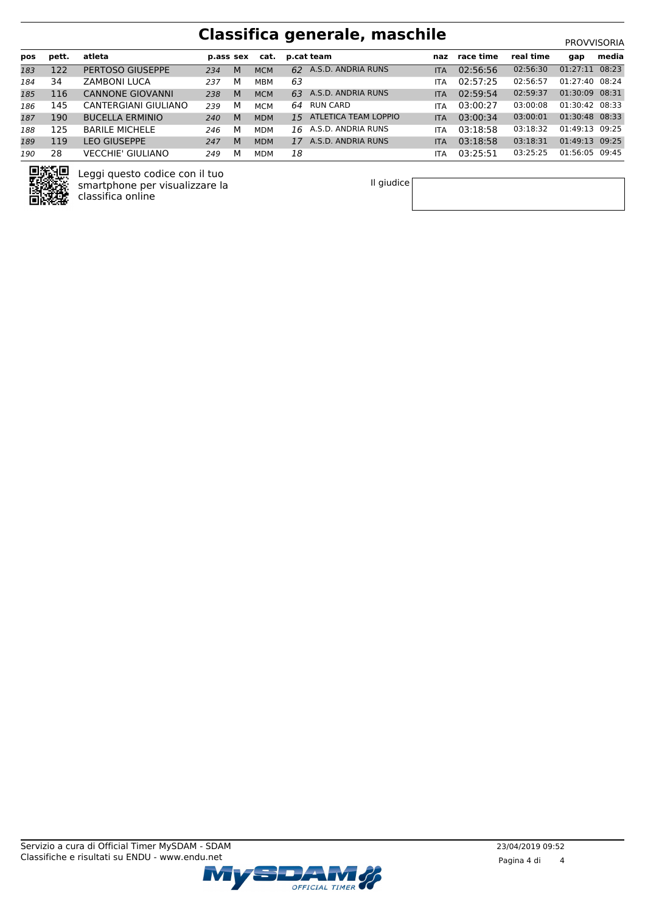# Classifica generale, maschile

PROVVISORIA

| pos | pett. | atleta | p.ass | sex | cat. | p.cat | team | naz | race time | real time | gap | media |
|---|---|---|---|---|---|---|---|---|---|---|---|---|
| 183 | 122 | PERTOSO GIUSEPPE | 234 | M | MCM | 62 | A.S.D. ANDRIA RUNS | ITA | 02:56:56 | 02:56:30 | 01:27:11 | 08:23 |
| 184 | 34 | ZAMBONI LUCA | 237 | M | MBM | 63 | | ITA | 02:57:25 | 02:56:57 | 01:27:40 | 08:24 |
| 185 | 116 | CANNONE GIOVANNI | 238 | M | MCM | 63 | A.S.D. ANDRIA RUNS | ITA | 02:59:54 | 02:59:37 | 01:30:09 | 08:31 |
| 186 | 145 | CANTERGIANI GIULIANO | 239 | M | MCM | 64 | RUN CARD | ITA | 03:00:27 | 03:00:08 | 01:30:42 | 08:33 |
| 187 | 190 | BUCELLA ERMINIO | 240 | M | MDM | 15 | ATLETICA TEAM LOPPIO | ITA | 03:00:34 | 03:00:01 | 01:30:48 | 08:33 |
| 188 | 125 | BARILE MICHELE | 246 | M | MDM | 16 | A.S.D. ANDRIA RUNS | ITA | 03:18:58 | 03:18:32 | 01:49:13 | 09:25 |
| 189 | 119 | LEO GIUSEPPE | 247 | M | MDM | 17 | A.S.D. ANDRIA RUNS | ITA | 03:18:58 | 03:18:31 | 01:49:13 | 09:25 |
| 190 | 28 | VECCHIE' GIULIANO | 249 | M | MDM | 18 | | ITA | 03:25:51 | 03:25:25 | 01:56:05 | 09:45 |

Leggi questo codice con il tuo smartphone per visualizzare la classifica online

Il giudice

Servizio a cura di Official Timer MySDAM - SDAM
Classifiche e risultati su ENDU - www.endu.net

23/04/2019 09:52